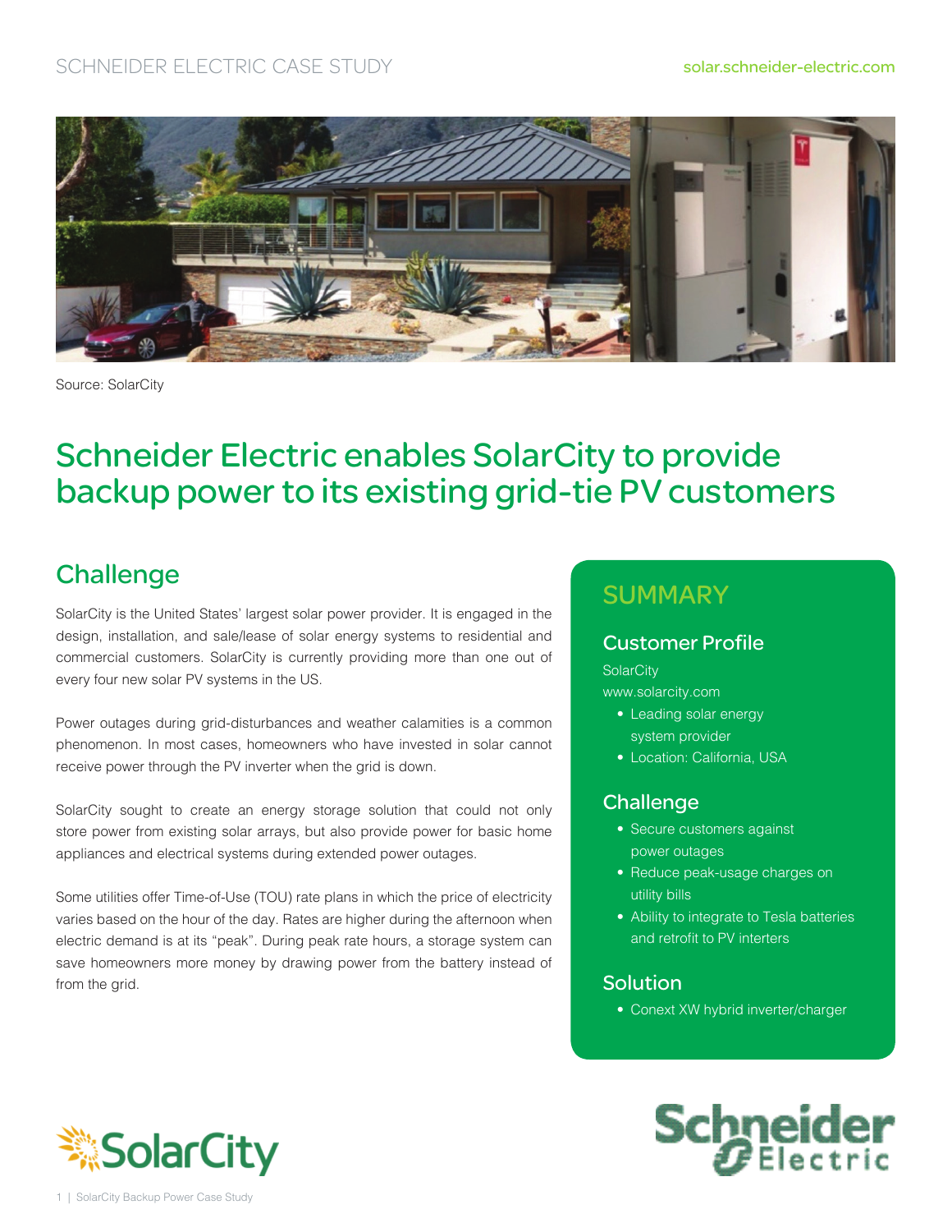SCHNEIDER ELECTRIC CASE STUDY

solar.schneider-electric.com

Source: SolarCity

# Schneider Electric enables SolarCity to provide backup power to its existing grid-tie PV customers

## Challenge

SolarCity is the United States' largest solar power provider. It is engaged in the design, installation, and sale/lease of solar energy systems to residential and commercial customers. SolarCity is currently providing more than one out of every four new solar PV systems in the US.

Power outages during grid-disturbances and weather calamities is a common phenomenon. In most cases, homeowners who have invested in solar cannot receive power through the PV inverter when the grid is down.

SolarCity sought to create an energy storage solution that could not only store power from existing solar arrays, but also provide power for basic home appliances and electrical systems during extended power outages.

Some utilities offer Time-of-Use (TOU) rate plans in which the price of electricity varies based on the hour of the day. Rates are higher during the afternoon when electric demand is at its "peak". During peak rate hours, a storage system can save homeowners more money by drawing power from the battery instead of from the grid.

## SUMMARY

### Customer Profile

SolarCity
www.solarcity.com

- Leading solar energy system provider
- Location: California, USA

### Challenge

- Secure customers against power outages
- Reduce peak-usage charges on utility bills
- Ability to integrate to Tesla batteries and retrofit to PV interters

### Solution

- Conext XW hybrid inverter/charger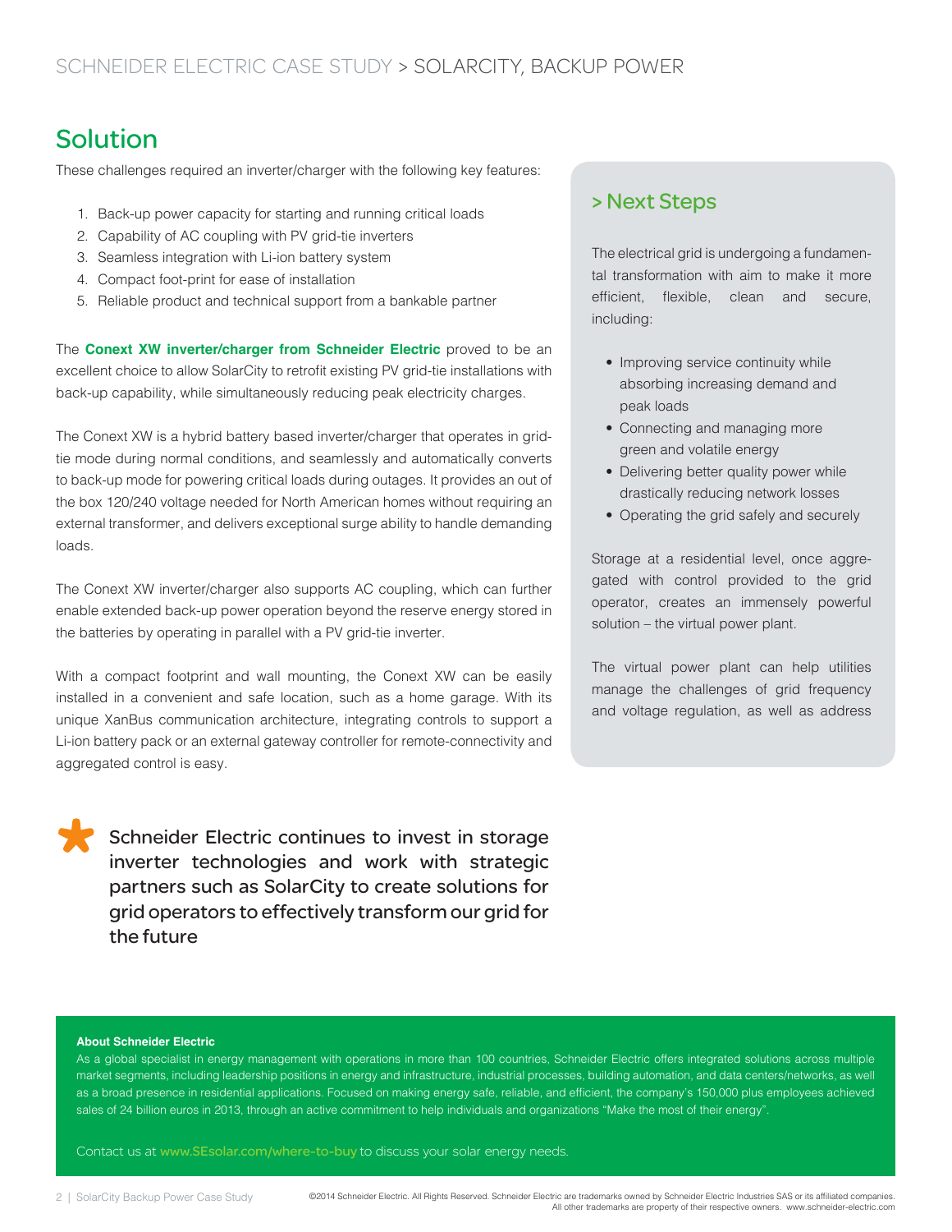## Solution

These challenges required an inverter/charger with the following key features:

1. Back-up power capacity for starting and running critical loads
2. Capability of AC coupling with PV grid-tie inverters
3. Seamless integration with Li-ion battery system
4. Compact foot-print for ease of installation
5. Reliable product and technical support from a bankable partner

The **Conext XW inverter/charger from Schneider Electric** proved to be an excellent choice to allow SolarCity to retrofit existing PV grid-tie installations with back-up capability, while simultaneously reducing peak electricity charges.

The Conext XW is a hybrid battery based inverter/charger that operates in grid-tie mode during normal conditions, and seamlessly and automatically converts to back-up mode for powering critical loads during outages. It provides an out of the box 120/240 voltage needed for North American homes without requiring an external transformer, and delivers exceptional surge ability to handle demanding loads.

The Conext XW inverter/charger also supports AC coupling, which can further enable extended back-up power operation beyond the reserve energy stored in the batteries by operating in parallel with a PV grid-tie inverter.

With a compact footprint and wall mounting, the Conext XW can be easily installed in a convenient and safe location, such as a home garage. With its unique XanBus communication architecture, integrating controls to support a Li-ion battery pack or an external gateway controller for remote-connectivity and aggregated control is easy.

Schneider Electric continues to invest in storage inverter technologies and work with strategic partners such as SolarCity to create solutions for grid operators to effectively transform our grid for the future

## > Next Steps

The electrical grid is undergoing a fundamental transformation with aim to make it more efficient, flexible, clean and secure, including:

- Improving service continuity while absorbing increasing demand and peak loads
- Connecting and managing more green and volatile energy
- Delivering better quality power while drastically reducing network losses
- Operating the grid safely and securely

Storage at a residential level, once aggregated with control provided to the grid operator, creates an immensely powerful solution – the virtual power plant.

The virtual power plant can help utilities manage the challenges of grid frequency and voltage regulation, as well as address

**About Schneider Electric**

As a global specialist in energy management with operations in more than 100 countries, Schneider Electric offers integrated solutions across multiple market segments, including leadership positions in energy and infrastructure, industrial processes, building automation, and data centers/networks, as well as a broad presence in residential applications. Focused on making energy safe, reliable, and efficient, the company's 150,000 plus employees achieved sales of 24 billion euros in 2013, through an active commitment to help individuals and organizations "Make the most of their energy".

Contact us at www.SEsolar.com/where-to-buy to discuss your solar energy needs.

©2014 Schneider Electric. All Rights Reserved. Schneider Electric are trademarks owned by Schneider Electric Industries SAS or its affiliated companies. All other trademarks are property of their respective owners. www.schneider-electric.com